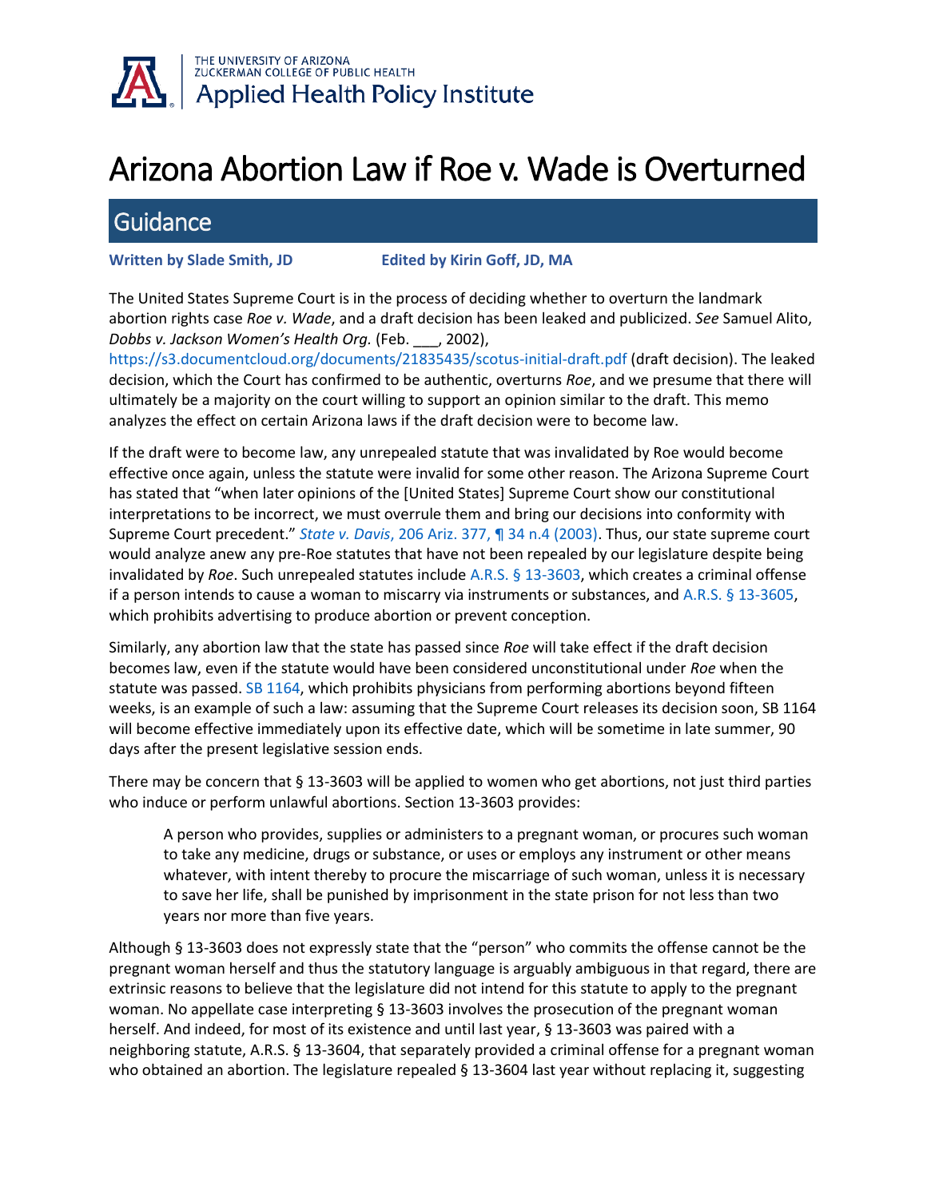THE UNIVERSITY OF ARIZONA
ZUCKERMAN COLLEGE OF PUBLIC HEALTH
Applied Health Policy Institute

# Arizona Abortion Law if Roe v. Wade is Overturned

## Guidance

**Written by Slade Smith, JD** **Edited by Kirin Goff, JD, MA**

The United States Supreme Court is in the process of deciding whether to overturn the landmark abortion rights case *Roe v. Wade*, and a draft decision has been leaked and publicized. *See* Samuel Alito, *Dobbs v. Jackson Women's Health Org.* (Feb. ___, 2002), https://s3.documentcloud.org/documents/21835435/scotus-initial-draft.pdf (draft decision). The leaked decision, which the Court has confirmed to be authentic, overturns *Roe*, and we presume that there will ultimately be a majority on the court willing to support an opinion similar to the draft. This memo analyzes the effect on certain Arizona laws if the draft decision were to become law.

If the draft were to become law, any unrepealed statute that was invalidated by Roe would become effective once again, unless the statute were invalid for some other reason. The Arizona Supreme Court has stated that "when later opinions of the [United States] Supreme Court show our constitutional interpretations to be incorrect, we must overrule them and bring our decisions into conformity with Supreme Court precedent." *State v. Davis*, 206 Ariz. 377, ¶ 34 n.4 (2003). Thus, our state supreme court would analyze anew any pre-Roe statutes that have not been repealed by our legislature despite being invalidated by *Roe*. Such unrepealed statutes include A.R.S. § 13-3603, which creates a criminal offense if a person intends to cause a woman to miscarry via instruments or substances, and A.R.S. § 13-3605, which prohibits advertising to produce abortion or prevent conception.

Similarly, any abortion law that the state has passed since *Roe* will take effect if the draft decision becomes law, even if the statute would have been considered unconstitutional under *Roe* when the statute was passed. SB 1164, which prohibits physicians from performing abortions beyond fifteen weeks, is an example of such a law: assuming that the Supreme Court releases its decision soon, SB 1164 will become effective immediately upon its effective date, which will be sometime in late summer, 90 days after the present legislative session ends.

There may be concern that § 13-3603 will be applied to women who get abortions, not just third parties who induce or perform unlawful abortions. Section 13-3603 provides:

> A person who provides, supplies or administers to a pregnant woman, or procures such woman to take any medicine, drugs or substance, or uses or employs any instrument or other means whatever, with intent thereby to procure the miscarriage of such woman, unless it is necessary to save her life, shall be punished by imprisonment in the state prison for not less than two years nor more than five years.

Although § 13-3603 does not expressly state that the "person" who commits the offense cannot be the pregnant woman herself and thus the statutory language is arguably ambiguous in that regard, there are extrinsic reasons to believe that the legislature did not intend for this statute to apply to the pregnant woman. No appellate case interpreting § 13-3603 involves the prosecution of the pregnant woman herself. And indeed, for most of its existence and until last year, § 13-3603 was paired with a neighboring statute, A.R.S. § 13-3604, that separately provided a criminal offense for a pregnant woman who obtained an abortion. The legislature repealed § 13-3604 last year without replacing it, suggesting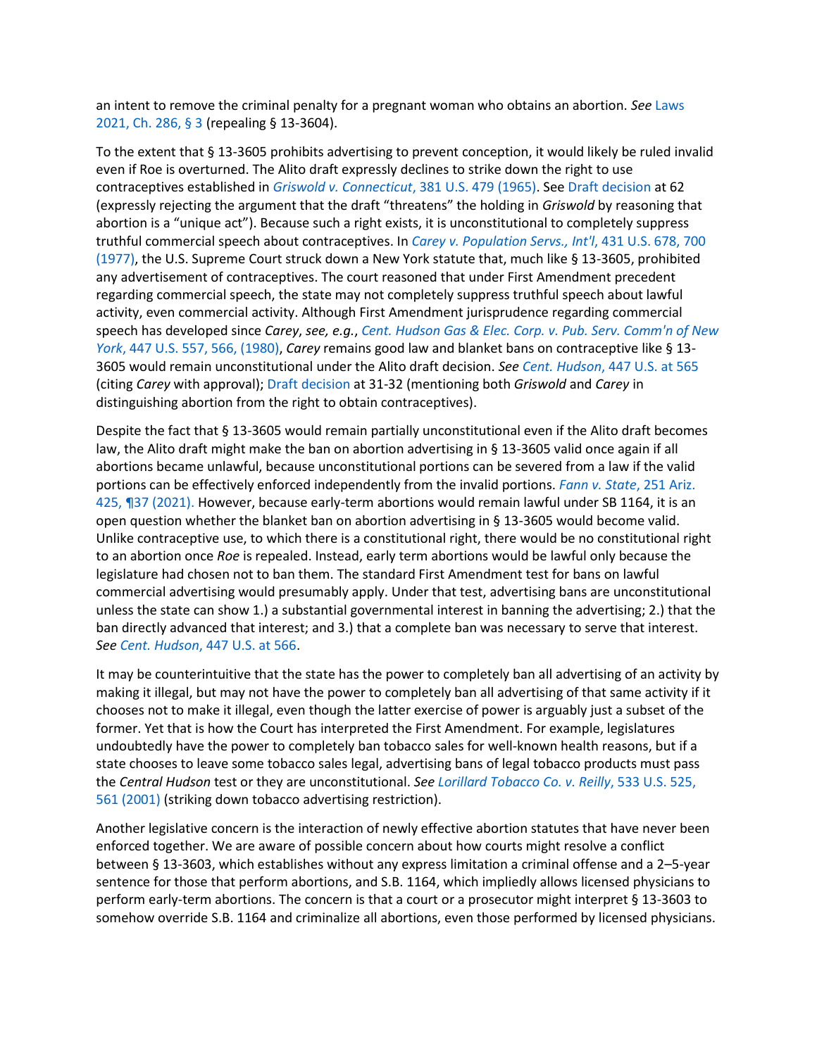an intent to remove the criminal penalty for a pregnant woman who obtains an abortion. *See* Laws 2021, Ch. 286, § 3 (repealing § 13-3604).

To the extent that § 13-3605 prohibits advertising to prevent conception, it would likely be ruled invalid even if Roe is overturned. The Alito draft expressly declines to strike down the right to use contraceptives established in *Griswold v. Connecticut*, 381 U.S. 479 (1965). See Draft decision at 62 (expressly rejecting the argument that the draft "threatens" the holding in *Griswold* by reasoning that abortion is a "unique act"). Because such a right exists, it is unconstitutional to completely suppress truthful commercial speech about contraceptives. In *Carey v. Population Servs., Int'l*, 431 U.S. 678, 700 (1977), the U.S. Supreme Court struck down a New York statute that, much like § 13-3605, prohibited any advertisement of contraceptives. The court reasoned that under First Amendment precedent regarding commercial speech, the state may not completely suppress truthful speech about lawful activity, even commercial activity. Although First Amendment jurisprudence regarding commercial speech has developed since *Carey*, *see, e.g.*, *Cent. Hudson Gas & Elec. Corp. v. Pub. Serv. Comm'n of New York*, 447 U.S. 557, 566, (1980), *Carey* remains good law and blanket bans on contraceptive like § 13-3605 would remain unconstitutional under the Alito draft decision. *See* *Cent. Hudson*, 447 U.S. at 565 (citing *Carey* with approval); Draft decision at 31-32 (mentioning both *Griswold* and *Carey* in distinguishing abortion from the right to obtain contraceptives).

Despite the fact that § 13-3605 would remain partially unconstitutional even if the Alito draft becomes law, the Alito draft might make the ban on abortion advertising in § 13-3605 valid once again if all abortions became unlawful, because unconstitutional portions can be severed from a law if the valid portions can be effectively enforced independently from the invalid portions. *Fann v. State*, 251 Ariz. 425, ¶37 (2021). However, because early-term abortions would remain lawful under SB 1164, it is an open question whether the blanket ban on abortion advertising in § 13-3605 would become valid. Unlike contraceptive use, to which there is a constitutional right, there would be no constitutional right to an abortion once *Roe* is repealed. Instead, early term abortions would be lawful only because the legislature had chosen not to ban them. The standard First Amendment test for bans on lawful commercial advertising would presumably apply. Under that test, advertising bans are unconstitutional unless the state can show 1.) a substantial governmental interest in banning the advertising; 2.) that the ban directly advanced that interest; and 3.) that a complete ban was necessary to serve that interest. *See* *Cent. Hudson*, 447 U.S. at 566.

It may be counterintuitive that the state has the power to completely ban all advertising of an activity by making it illegal, but may not have the power to completely ban all advertising of that same activity if it chooses not to make it illegal, even though the latter exercise of power is arguably just a subset of the former. Yet that is how the Court has interpreted the First Amendment. For example, legislatures undoubtedly have the power to completely ban tobacco sales for well-known health reasons, but if a state chooses to leave some tobacco sales legal, advertising bans of legal tobacco products must pass the *Central Hudson* test or they are unconstitutional. *See* *Lorillard Tobacco Co. v. Reilly*, 533 U.S. 525, 561 (2001) (striking down tobacco advertising restriction).

Another legislative concern is the interaction of newly effective abortion statutes that have never been enforced together. We are aware of possible concern about how courts might resolve a conflict between § 13-3603, which establishes without any express limitation a criminal offense and a 2–5-year sentence for those that perform abortions, and S.B. 1164, which impliedly allows licensed physicians to perform early-term abortions. The concern is that a court or a prosecutor might interpret § 13-3603 to somehow override S.B. 1164 and criminalize all abortions, even those performed by licensed physicians.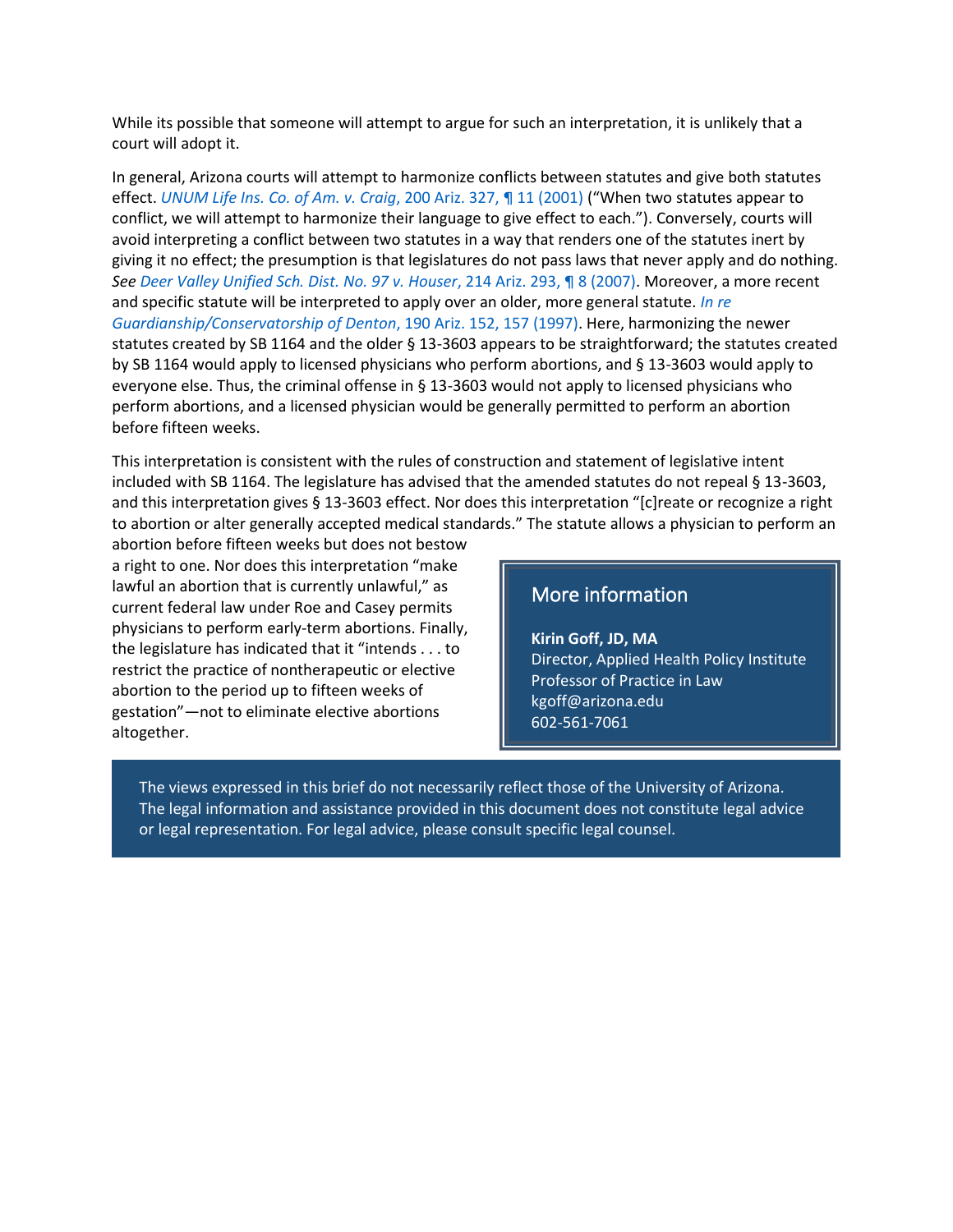While its possible that someone will attempt to argue for such an interpretation, it is unlikely that a court will adopt it.

In general, Arizona courts will attempt to harmonize conflicts between statutes and give both statutes effect. *UNUM Life Ins. Co. of Am. v. Craig*, 200 Ariz. 327, ¶ 11 (2001) ("When two statutes appear to conflict, we will attempt to harmonize their language to give effect to each."). Conversely, courts will avoid interpreting a conflict between two statutes in a way that renders one of the statutes inert by giving it no effect; the presumption is that legislatures do not pass laws that never apply and do nothing. *See Deer Valley Unified Sch. Dist. No. 97 v. Houser*, 214 Ariz. 293, ¶ 8 (2007). Moreover, a more recent and specific statute will be interpreted to apply over an older, more general statute. *In re Guardianship/Conservatorship of Denton*, 190 Ariz. 152, 157 (1997). Here, harmonizing the newer statutes created by SB 1164 and the older § 13-3603 appears to be straightforward; the statutes created by SB 1164 would apply to licensed physicians who perform abortions, and § 13-3603 would apply to everyone else. Thus, the criminal offense in § 13-3603 would not apply to licensed physicians who perform abortions, and a licensed physician would be generally permitted to perform an abortion before fifteen weeks.

This interpretation is consistent with the rules of construction and statement of legislative intent included with SB 1164. The legislature has advised that the amended statutes do not repeal § 13-3603, and this interpretation gives § 13-3603 effect. Nor does this interpretation "[c]reate or recognize a right to abortion or alter generally accepted medical standards." The statute allows a physician to perform an abortion before fifteen weeks but does not bestow a right to one. Nor does this interpretation "make lawful an abortion that is currently unlawful," as current federal law under Roe and Casey permits physicians to perform early-term abortions. Finally, the legislature has indicated that it "intends . . . to restrict the practice of nontherapeutic or elective abortion to the period up to fifteen weeks of gestation"—not to eliminate elective abortions altogether.

## More information

**Kirin Goff, JD, MA**
Director, Applied Health Policy Institute
Professor of Practice in Law
kgoff@arizona.edu
602-561-7061

The views expressed in this brief do not necessarily reflect those of the University of Arizona. The legal information and assistance provided in this document does not constitute legal advice or legal representation. For legal advice, please consult specific legal counsel.